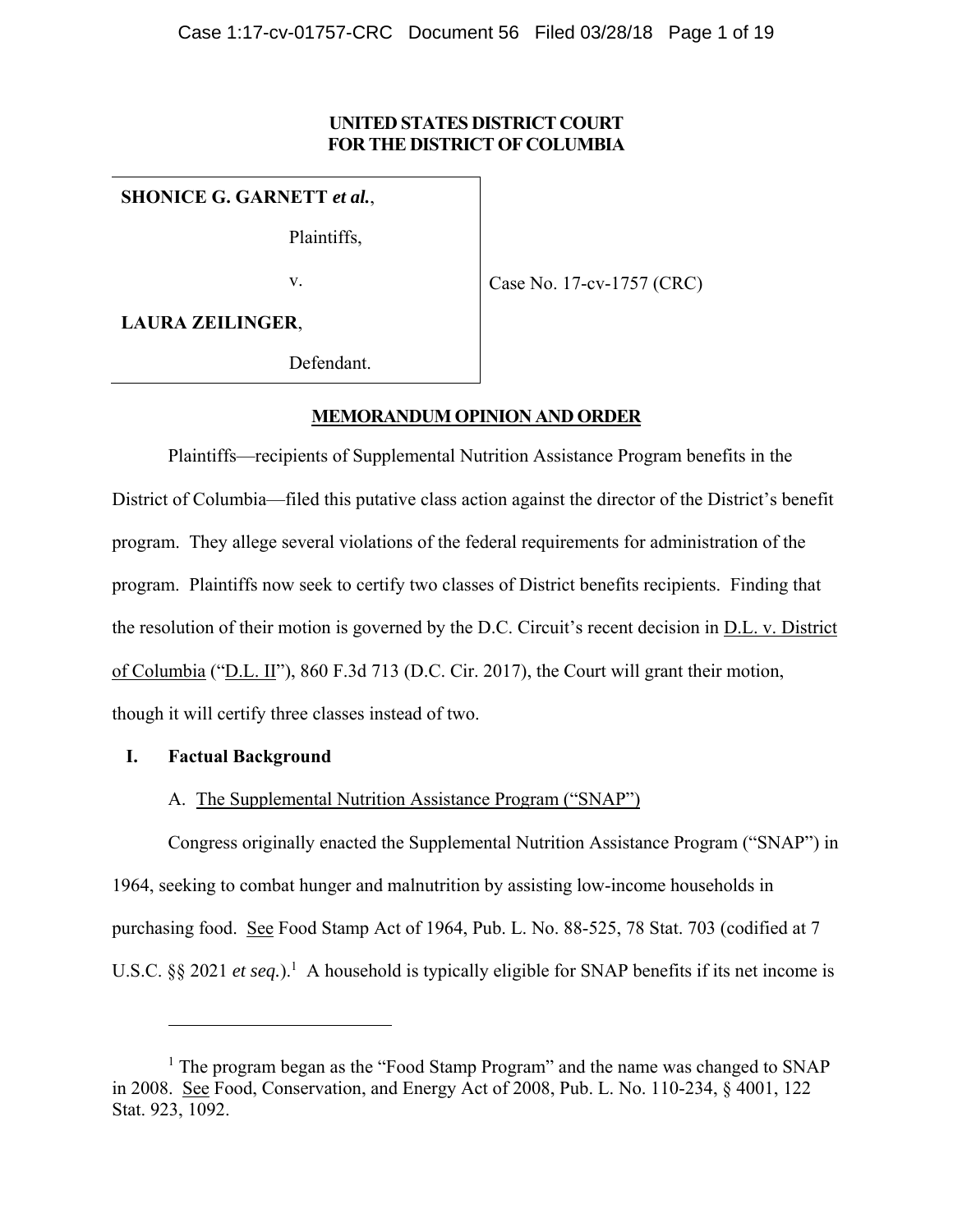**UNITED STATES DISTRICT COURT**
**FOR THE DISTRICT OF COLUMBIA**

| | |
|---|---|
| **SHONICE G. GARNETT *et al.***, Plaintiffs, v. **LAURA ZEILINGER**, Defendant. | Case No. 17-cv-1757 (CRC) |

**MEMORANDUM OPINION AND ORDER**

Plaintiffs—recipients of Supplemental Nutrition Assistance Program benefits in the District of Columbia—filed this putative class action against the director of the District's benefit program. They allege several violations of the federal requirements for administration of the program. Plaintiffs now seek to certify two classes of District benefits recipients. Finding that the resolution of their motion is governed by the D.C. Circuit's recent decision in D.L. v. District of Columbia ("D.L. II"), 860 F.3d 713 (D.C. Cir. 2017), the Court will grant their motion, though it will certify three classes instead of two.

## I. Factual Background

### A. The Supplemental Nutrition Assistance Program ("SNAP")

Congress originally enacted the Supplemental Nutrition Assistance Program ("SNAP") in 1964, seeking to combat hunger and malnutrition by assisting low-income households in purchasing food. See Food Stamp Act of 1964, Pub. L. No. 88-525, 78 Stat. 703 (codified at 7 U.S.C. §§ 2021 *et seq.*).[1] A household is typically eligible for SNAP benefits if its net income is

---

[1] The program began as the "Food Stamp Program" and the name was changed to SNAP in 2008. See Food, Conservation, and Energy Act of 2008, Pub. L. No. 110-234, § 4001, 122 Stat. 923, 1092.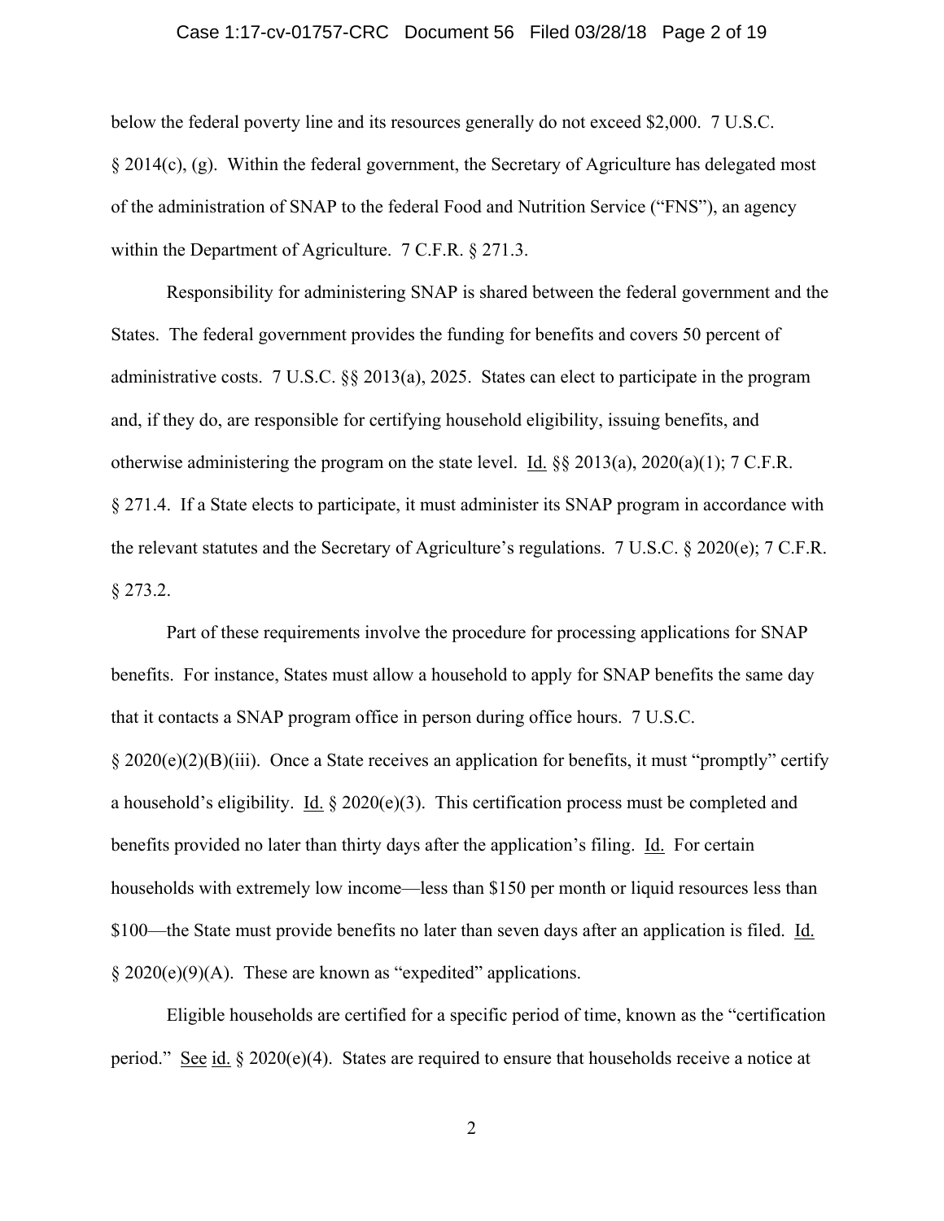below the federal poverty line and its resources generally do not exceed $2,000. 7 U.S.C. § 2014(c), (g). Within the federal government, the Secretary of Agriculture has delegated most of the administration of SNAP to the federal Food and Nutrition Service ("FNS"), an agency within the Department of Agriculture. 7 C.F.R. § 271.3.

Responsibility for administering SNAP is shared between the federal government and the States. The federal government provides the funding for benefits and covers 50 percent of administrative costs. 7 U.S.C. §§ 2013(a), 2025. States can elect to participate in the program and, if they do, are responsible for certifying household eligibility, issuing benefits, and otherwise administering the program on the state level. Id. §§ 2013(a), 2020(a)(1); 7 C.F.R. § 271.4. If a State elects to participate, it must administer its SNAP program in accordance with the relevant statutes and the Secretary of Agriculture's regulations. 7 U.S.C. § 2020(e); 7 C.F.R. § 273.2.

Part of these requirements involve the procedure for processing applications for SNAP benefits. For instance, States must allow a household to apply for SNAP benefits the same day that it contacts a SNAP program office in person during office hours. 7 U.S.C. § 2020(e)(2)(B)(iii). Once a State receives an application for benefits, it must "promptly" certify a household's eligibility. Id. § 2020(e)(3). This certification process must be completed and benefits provided no later than thirty days after the application's filing. Id. For certain households with extremely low income—less than $150 per month or liquid resources less than $100—the State must provide benefits no later than seven days after an application is filed. Id. § 2020(e)(9)(A). These are known as "expedited" applications.

Eligible households are certified for a specific period of time, known as the "certification period." See id. § 2020(e)(4). States are required to ensure that households receive a notice at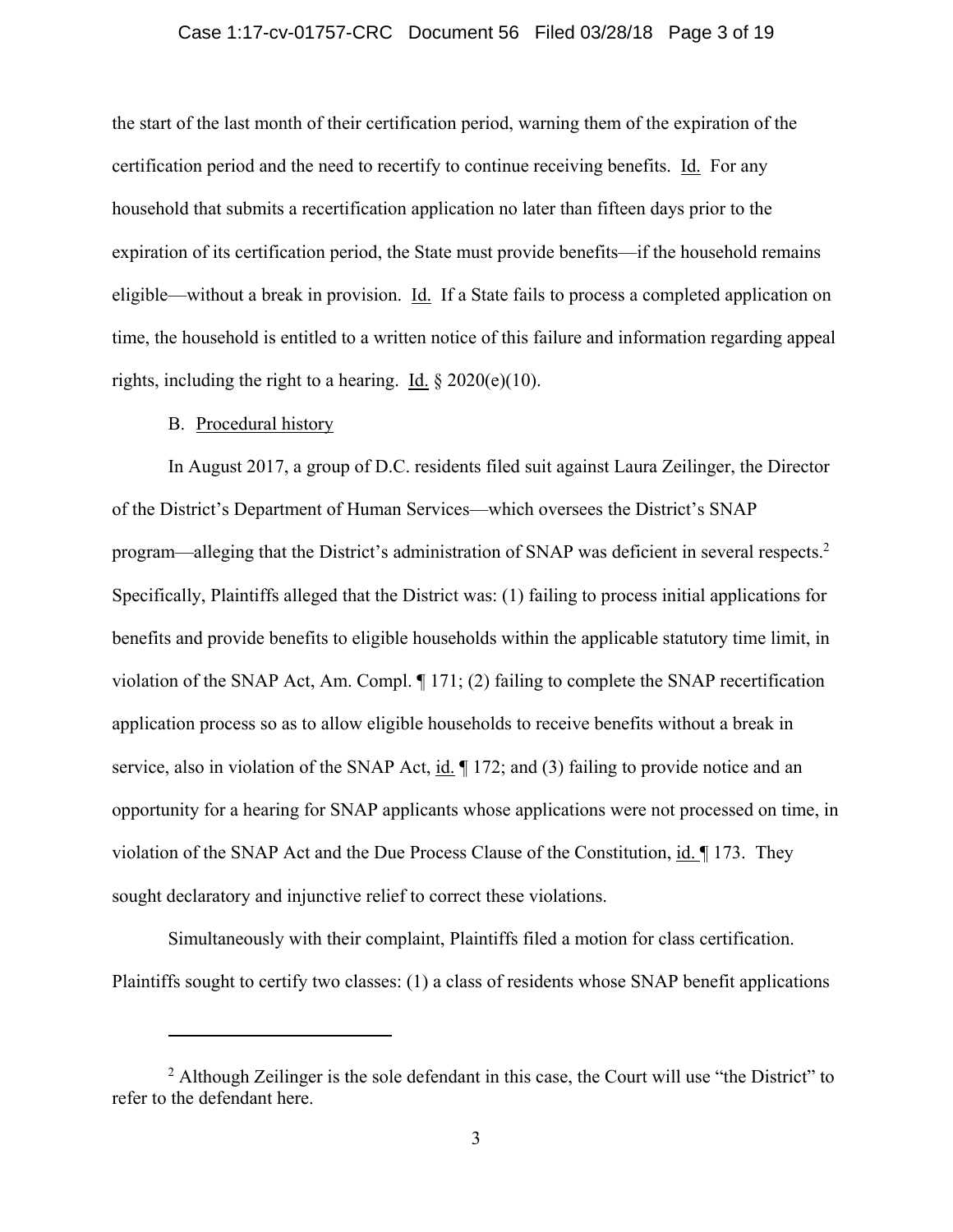the start of the last month of their certification period, warning them of the expiration of the certification period and the need to recertify to continue receiving benefits. Id. For any household that submits a recertification application no later than fifteen days prior to the expiration of its certification period, the State must provide benefits—if the household remains eligible—without a break in provision. Id. If a State fails to process a completed application on time, the household is entitled to a written notice of this failure and information regarding appeal rights, including the right to a hearing. Id. § 2020(e)(10).

B. Procedural history

In August 2017, a group of D.C. residents filed suit against Laura Zeilinger, the Director of the District's Department of Human Services—which oversees the District's SNAP program—alleging that the District's administration of SNAP was deficient in several respects.[2] Specifically, Plaintiffs alleged that the District was: (1) failing to process initial applications for benefits and provide benefits to eligible households within the applicable statutory time limit, in violation of the SNAP Act, Am. Compl. ¶ 171; (2) failing to complete the SNAP recertification application process so as to allow eligible households to receive benefits without a break in service, also in violation of the SNAP Act, id. ¶ 172; and (3) failing to provide notice and an opportunity for a hearing for SNAP applicants whose applications were not processed on time, in violation of the SNAP Act and the Due Process Clause of the Constitution, id. ¶ 173. They sought declaratory and injunctive relief to correct these violations.

Simultaneously with their complaint, Plaintiffs filed a motion for class certification. Plaintiffs sought to certify two classes: (1) a class of residents whose SNAP benefit applications

[2] Although Zeilinger is the sole defendant in this case, the Court will use "the District" to refer to the defendant here.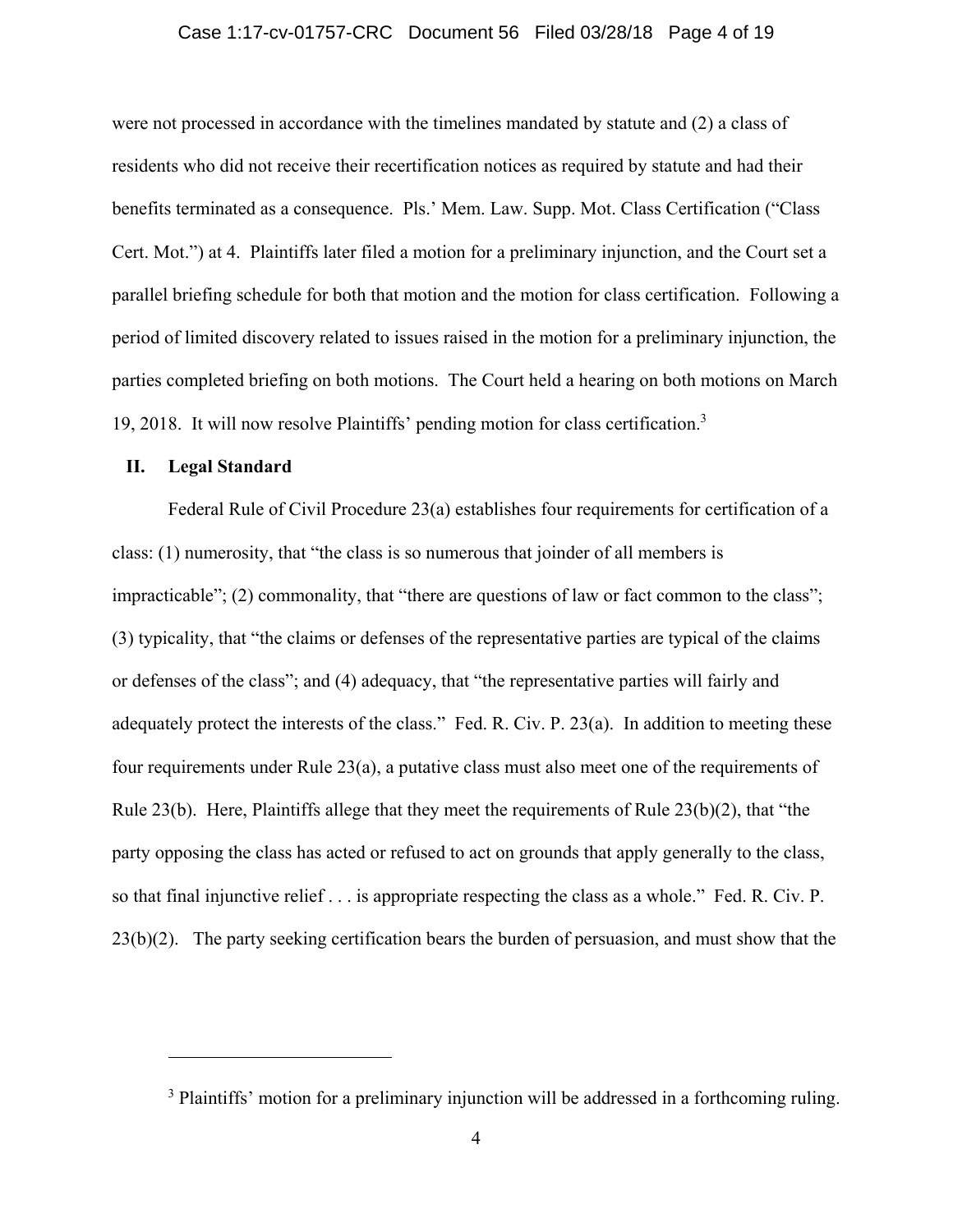were not processed in accordance with the timelines mandated by statute and (2) a class of residents who did not receive their recertification notices as required by statute and had their benefits terminated as a consequence. Pls.' Mem. Law. Supp. Mot. Class Certification ("Class Cert. Mot.") at 4. Plaintiffs later filed a motion for a preliminary injunction, and the Court set a parallel briefing schedule for both that motion and the motion for class certification. Following a period of limited discovery related to issues raised in the motion for a preliminary injunction, the parties completed briefing on both motions. The Court held a hearing on both motions on March 19, 2018. It will now resolve Plaintiffs' pending motion for class certification.[3]

## II. Legal Standard

Federal Rule of Civil Procedure 23(a) establishes four requirements for certification of a class: (1) numerosity, that "the class is so numerous that joinder of all members is impracticable"; (2) commonality, that "there are questions of law or fact common to the class"; (3) typicality, that "the claims or defenses of the representative parties are typical of the claims or defenses of the class"; and (4) adequacy, that "the representative parties will fairly and adequately protect the interests of the class." Fed. R. Civ. P. 23(a). In addition to meeting these four requirements under Rule 23(a), a putative class must also meet one of the requirements of Rule 23(b). Here, Plaintiffs allege that they meet the requirements of Rule 23(b)(2), that "the party opposing the class has acted or refused to act on grounds that apply generally to the class, so that final injunctive relief . . . is appropriate respecting the class as a whole." Fed. R. Civ. P. 23(b)(2). The party seeking certification bears the burden of persuasion, and must show that the

---

[3] Plaintiffs' motion for a preliminary injunction will be addressed in a forthcoming ruling.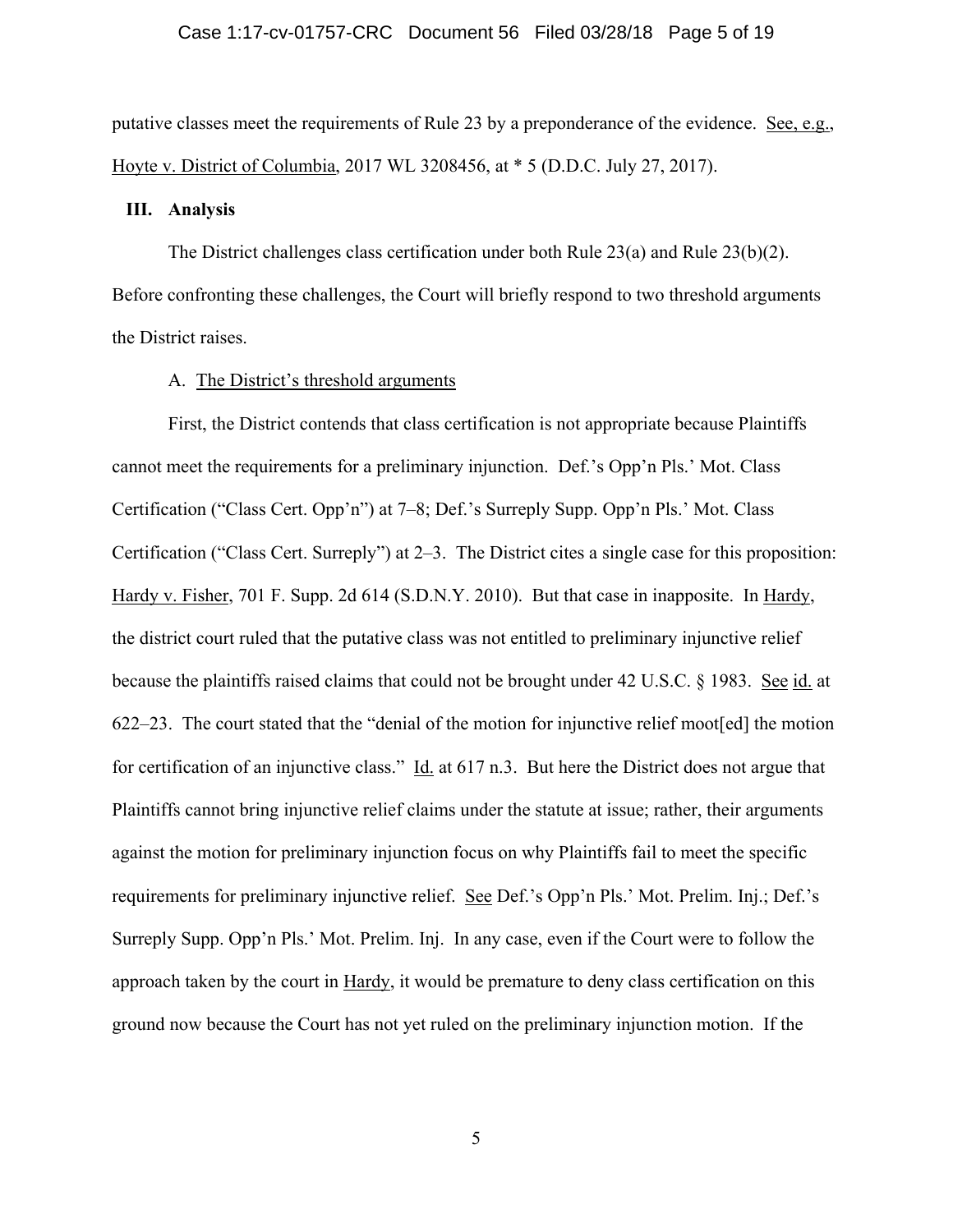putative classes meet the requirements of Rule 23 by a preponderance of the evidence. See, e.g., Hoyte v. District of Columbia, 2017 WL 3208456, at * 5 (D.D.C. July 27, 2017).

## III. Analysis

The District challenges class certification under both Rule 23(a) and Rule 23(b)(2). Before confronting these challenges, the Court will briefly respond to two threshold arguments the District raises.

### A. The District's threshold arguments

First, the District contends that class certification is not appropriate because Plaintiffs cannot meet the requirements for a preliminary injunction. Def.'s Opp'n Pls.' Mot. Class Certification ("Class Cert. Opp'n") at 7–8; Def.'s Surreply Supp. Opp'n Pls.' Mot. Class Certification ("Class Cert. Surreply") at 2–3. The District cites a single case for this proposition: Hardy v. Fisher, 701 F. Supp. 2d 614 (S.D.N.Y. 2010). But that case in inapposite. In Hardy, the district court ruled that the putative class was not entitled to preliminary injunctive relief because the plaintiffs raised claims that could not be brought under 42 U.S.C. § 1983. See id. at 622–23. The court stated that the "denial of the motion for injunctive relief moot[ed] the motion for certification of an injunctive class." Id. at 617 n.3. But here the District does not argue that Plaintiffs cannot bring injunctive relief claims under the statute at issue; rather, their arguments against the motion for preliminary injunction focus on why Plaintiffs fail to meet the specific requirements for preliminary injunctive relief. See Def.'s Opp'n Pls.' Mot. Prelim. Inj.; Def.'s Surreply Supp. Opp'n Pls.' Mot. Prelim. Inj. In any case, even if the Court were to follow the approach taken by the court in Hardy, it would be premature to deny class certification on this ground now because the Court has not yet ruled on the preliminary injunction motion. If the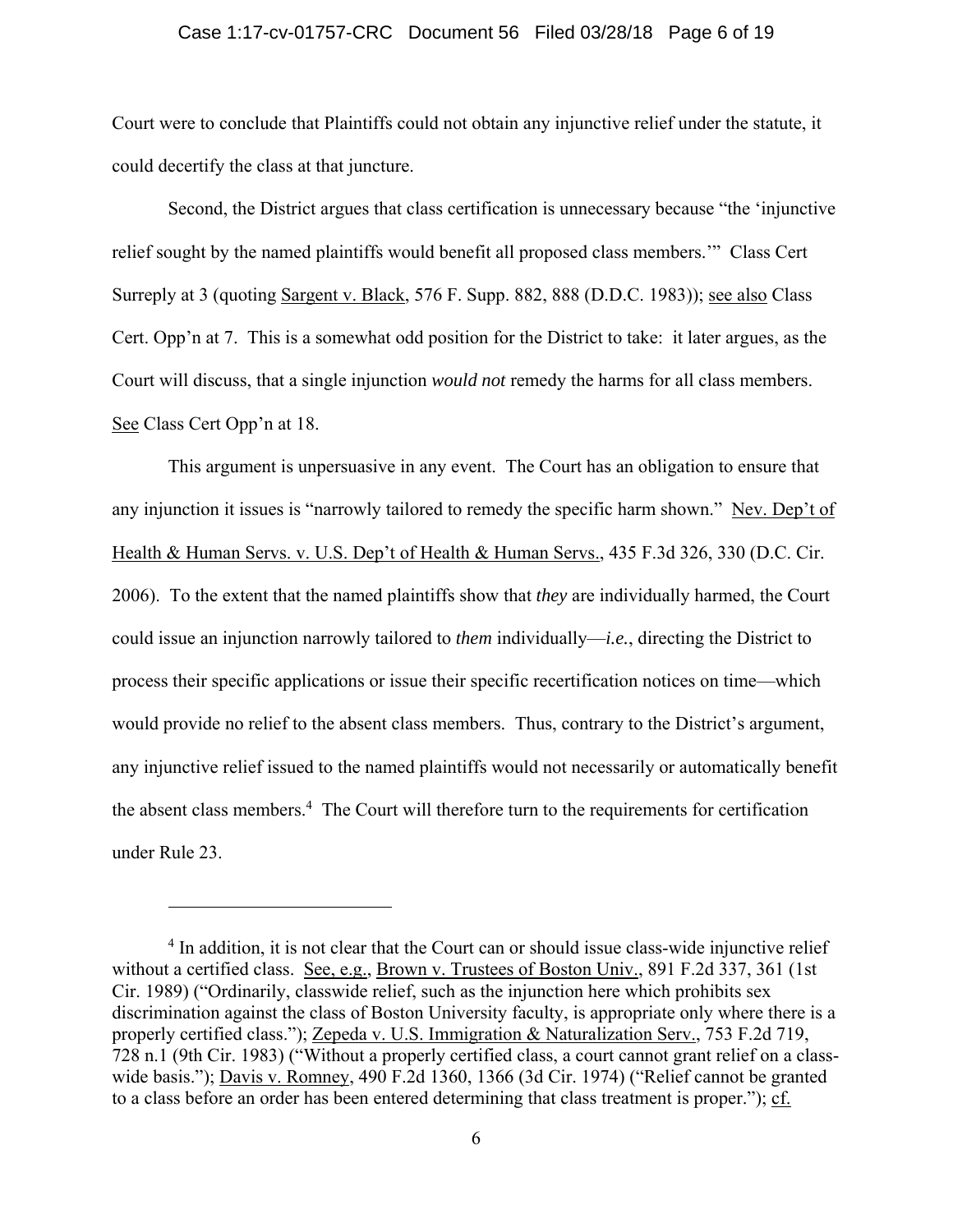Court were to conclude that Plaintiffs could not obtain any injunctive relief under the statute, it could decertify the class at that juncture.

Second, the District argues that class certification is unnecessary because "the 'injunctive relief sought by the named plaintiffs would benefit all proposed class members.'" Class Cert Surreply at 3 (quoting Sargent v. Black, 576 F. Supp. 882, 888 (D.D.C. 1983)); see also Class Cert. Opp'n at 7. This is a somewhat odd position for the District to take: it later argues, as the Court will discuss, that a single injunction *would not* remedy the harms for all class members. See Class Cert Opp'n at 18.

This argument is unpersuasive in any event. The Court has an obligation to ensure that any injunction it issues is "narrowly tailored to remedy the specific harm shown." Nev. Dep't of Health & Human Servs. v. U.S. Dep't of Health & Human Servs., 435 F.3d 326, 330 (D.C. Cir. 2006). To the extent that the named plaintiffs show that *they* are individually harmed, the Court could issue an injunction narrowly tailored to *them* individually—*i.e.*, directing the District to process their specific applications or issue their specific recertification notices on time—which would provide no relief to the absent class members. Thus, contrary to the District's argument, any injunctive relief issued to the named plaintiffs would not necessarily or automatically benefit the absent class members.[4] The Court will therefore turn to the requirements for certification under Rule 23.

---

[4] In addition, it is not clear that the Court can or should issue class-wide injunctive relief without a certified class. See, e.g., Brown v. Trustees of Boston Univ., 891 F.2d 337, 361 (1st Cir. 1989) ("Ordinarily, classwide relief, such as the injunction here which prohibits sex discrimination against the class of Boston University faculty, is appropriate only where there is a properly certified class."); Zepeda v. U.S. Immigration & Naturalization Serv., 753 F.2d 719, 728 n.1 (9th Cir. 1983) ("Without a properly certified class, a court cannot grant relief on a class-wide basis."); Davis v. Romney, 490 F.2d 1360, 1366 (3d Cir. 1974) ("Relief cannot be granted to a class before an order has been entered determining that class treatment is proper."); cf.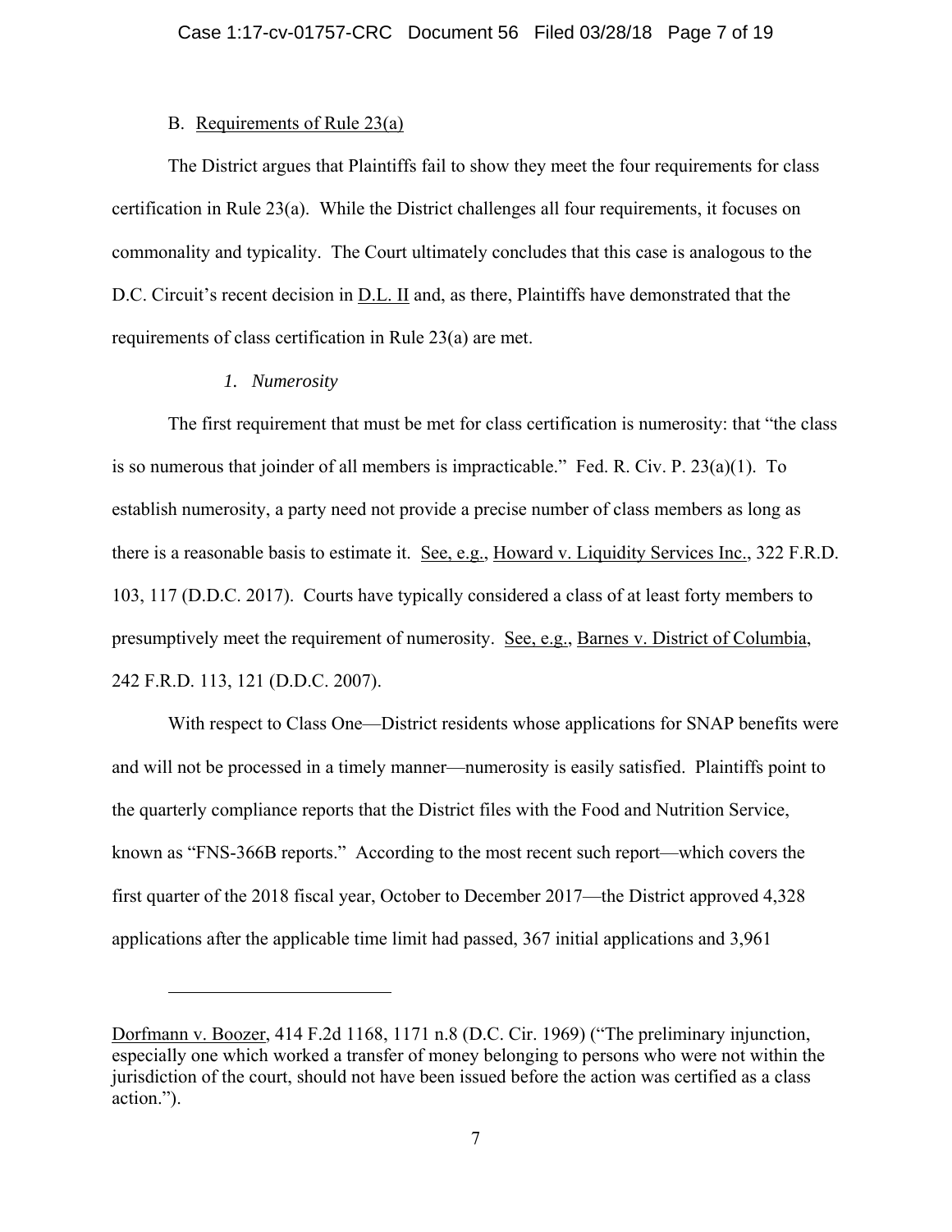### B. Requirements of Rule 23(a)

The District argues that Plaintiffs fail to show they meet the four requirements for class certification in Rule 23(a). While the District challenges all four requirements, it focuses on commonality and typicality. The Court ultimately concludes that this case is analogous to the D.C. Circuit's recent decision in D.L. II and, as there, Plaintiffs have demonstrated that the requirements of class certification in Rule 23(a) are met.

#### *1. Numerosity*

The first requirement that must be met for class certification is numerosity: that "the class is so numerous that joinder of all members is impracticable." Fed. R. Civ. P. 23(a)(1). To establish numerosity, a party need not provide a precise number of class members as long as there is a reasonable basis to estimate it. See, e.g., Howard v. Liquidity Services Inc., 322 F.R.D. 103, 117 (D.D.C. 2017). Courts have typically considered a class of at least forty members to presumptively meet the requirement of numerosity. See, e.g., Barnes v. District of Columbia, 242 F.R.D. 113, 121 (D.D.C. 2007).

With respect to Class One—District residents whose applications for SNAP benefits were and will not be processed in a timely manner—numerosity is easily satisfied. Plaintiffs point to the quarterly compliance reports that the District files with the Food and Nutrition Service, known as "FNS-366B reports." According to the most recent such report—which covers the first quarter of the 2018 fiscal year, October to December 2017—the District approved 4,328 applications after the applicable time limit had passed, 367 initial applications and 3,961

---

Dorfmann v. Boozer, 414 F.2d 1168, 1171 n.8 (D.C. Cir. 1969) ("The preliminary injunction, especially one which worked a transfer of money belonging to persons who were not within the jurisdiction of the court, should not have been issued before the action was certified as a class action.").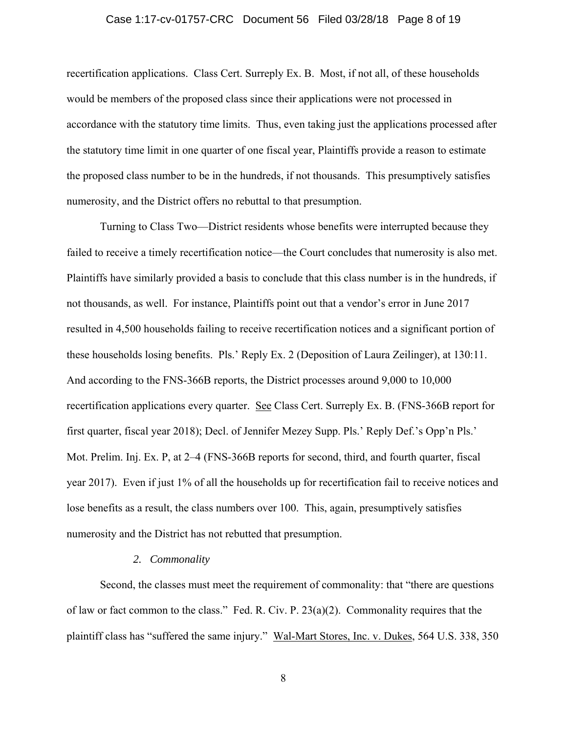recertification applications. Class Cert. Surreply Ex. B. Most, if not all, of these households would be members of the proposed class since their applications were not processed in accordance with the statutory time limits. Thus, even taking just the applications processed after the statutory time limit in one quarter of one fiscal year, Plaintiffs provide a reason to estimate the proposed class number to be in the hundreds, if not thousands. This presumptively satisfies numerosity, and the District offers no rebuttal to that presumption.

Turning to Class Two—District residents whose benefits were interrupted because they failed to receive a timely recertification notice—the Court concludes that numerosity is also met. Plaintiffs have similarly provided a basis to conclude that this class number is in the hundreds, if not thousands, as well. For instance, Plaintiffs point out that a vendor's error in June 2017 resulted in 4,500 households failing to receive recertification notices and a significant portion of these households losing benefits. Pls.' Reply Ex. 2 (Deposition of Laura Zeilinger), at 130:11. And according to the FNS-366B reports, the District processes around 9,000 to 10,000 recertification applications every quarter. See Class Cert. Surreply Ex. B. (FNS-366B report for first quarter, fiscal year 2018); Decl. of Jennifer Mezey Supp. Pls.' Reply Def.'s Opp'n Pls.' Mot. Prelim. Inj. Ex. P, at 2–4 (FNS-366B reports for second, third, and fourth quarter, fiscal year 2017). Even if just 1% of all the households up for recertification fail to receive notices and lose benefits as a result, the class numbers over 100. This, again, presumptively satisfies numerosity and the District has not rebutted that presumption.

### *2. Commonality*

Second, the classes must meet the requirement of commonality: that "there are questions of law or fact common to the class." Fed. R. Civ. P. 23(a)(2). Commonality requires that the plaintiff class has "suffered the same injury." Wal-Mart Stores, Inc. v. Dukes, 564 U.S. 338, 350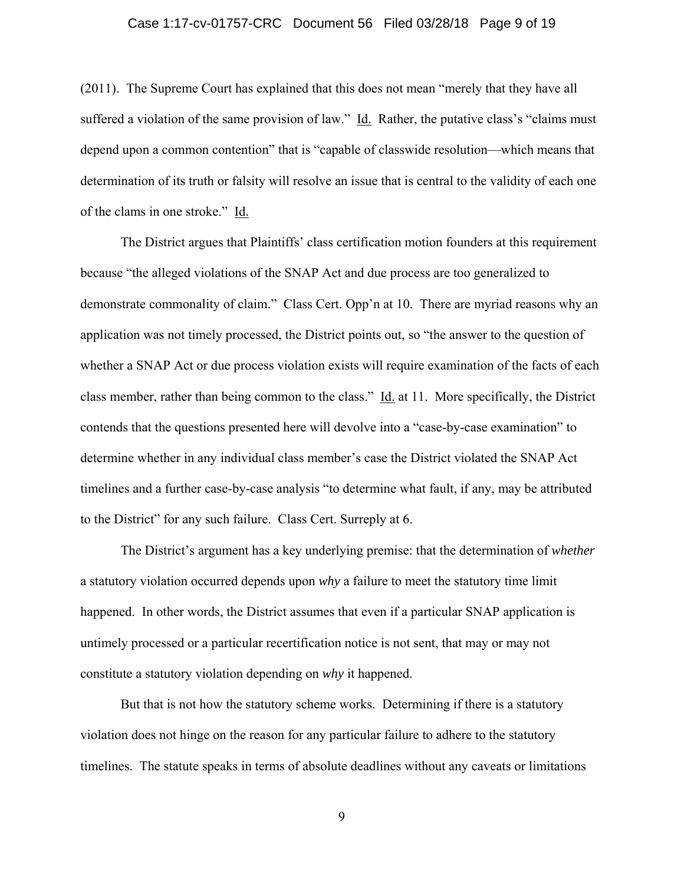(2011). The Supreme Court has explained that this does not mean "merely that they have all suffered a violation of the same provision of law." Id. Rather, the putative class's "claims must depend upon a common contention" that is "capable of classwide resolution—which means that determination of its truth or falsity will resolve an issue that is central to the validity of each one of the clams in one stroke." Id.

The District argues that Plaintiffs' class certification motion founders at this requirement because "the alleged violations of the SNAP Act and due process are too generalized to demonstrate commonality of claim." Class Cert. Opp'n at 10. There are myriad reasons why an application was not timely processed, the District points out, so "the answer to the question of whether a SNAP Act or due process violation exists will require examination of the facts of each class member, rather than being common to the class." Id. at 11. More specifically, the District contends that the questions presented here will devolve into a "case-by-case examination" to determine whether in any individual class member's case the District violated the SNAP Act timelines and a further case-by-case analysis "to determine what fault, if any, may be attributed to the District" for any such failure. Class Cert. Surreply at 6.

The District's argument has a key underlying premise: that the determination of *whether* a statutory violation occurred depends upon *why* a failure to meet the statutory time limit happened. In other words, the District assumes that even if a particular SNAP application is untimely processed or a particular recertification notice is not sent, that may or may not constitute a statutory violation depending on *why* it happened.

But that is not how the statutory scheme works. Determining if there is a statutory violation does not hinge on the reason for any particular failure to adhere to the statutory timelines. The statute speaks in terms of absolute deadlines without any caveats or limitations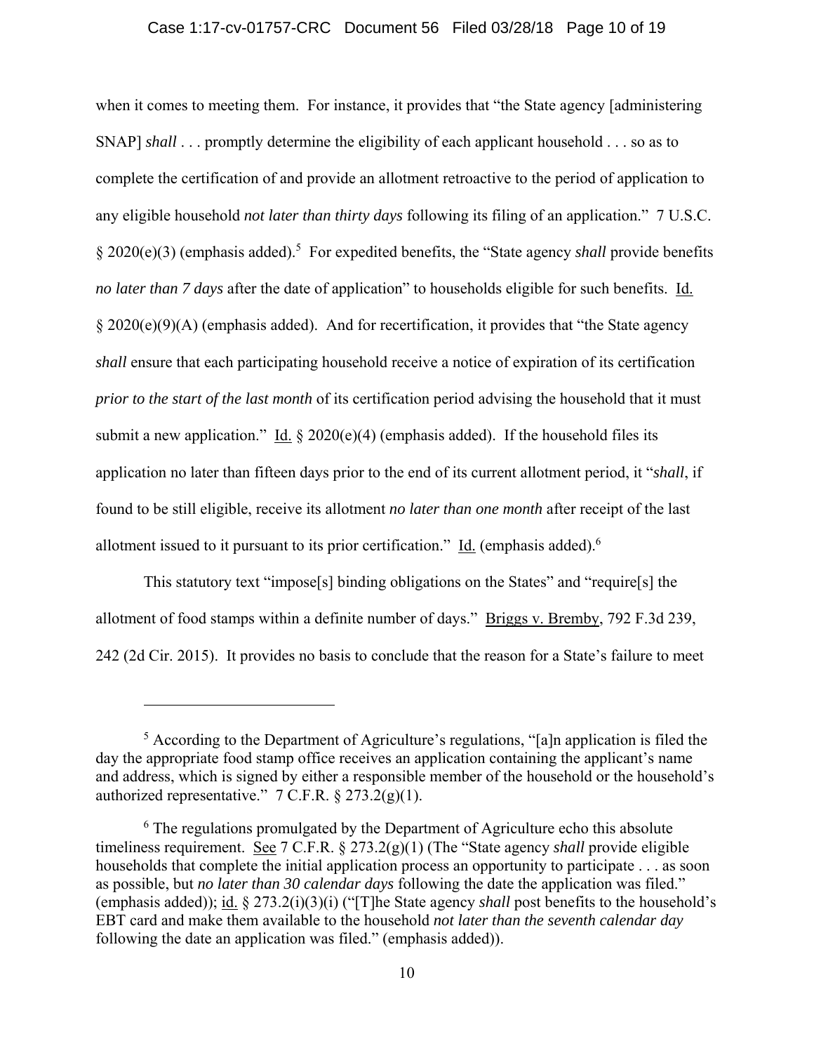when it comes to meeting them. For instance, it provides that "the State agency [administering SNAP] *shall* . . . promptly determine the eligibility of each applicant household . . . so as to complete the certification of and provide an allotment retroactive to the period of application to any eligible household *not later than thirty days* following its filing of an application." 7 U.S.C. § 2020(e)(3) (emphasis added).[5] For expedited benefits, the "State agency *shall* provide benefits *no later than 7 days* after the date of application" to households eligible for such benefits. Id. § 2020(e)(9)(A) (emphasis added). And for recertification, it provides that "the State agency *shall* ensure that each participating household receive a notice of expiration of its certification *prior to the start of the last month* of its certification period advising the household that it must submit a new application." Id. § 2020(e)(4) (emphasis added). If the household files its application no later than fifteen days prior to the end of its current allotment period, it "*shall*, if found to be still eligible, receive its allotment *no later than one month* after receipt of the last allotment issued to it pursuant to its prior certification." Id. (emphasis added).[6]

This statutory text "impose[s] binding obligations on the States" and "require[s] the allotment of food stamps within a definite number of days." Briggs v. Bremby, 792 F.3d 239, 242 (2d Cir. 2015). It provides no basis to conclude that the reason for a State's failure to meet

---

[5] According to the Department of Agriculture's regulations, "[a]n application is filed the day the appropriate food stamp office receives an application containing the applicant's name and address, which is signed by either a responsible member of the household or the household's authorized representative." 7 C.F.R. § 273.2(g)(1).

[6] The regulations promulgated by the Department of Agriculture echo this absolute timeliness requirement. See 7 C.F.R. § 273.2(g)(1) (The "State agency *shall* provide eligible households that complete the initial application process an opportunity to participate . . . as soon as possible, but *no later than 30 calendar days* following the date the application was filed." (emphasis added)); id. § 273.2(i)(3)(i) ("[T]he State agency *shall* post benefits to the household's EBT card and make them available to the household *not later than the seventh calendar day* following the date an application was filed." (emphasis added)).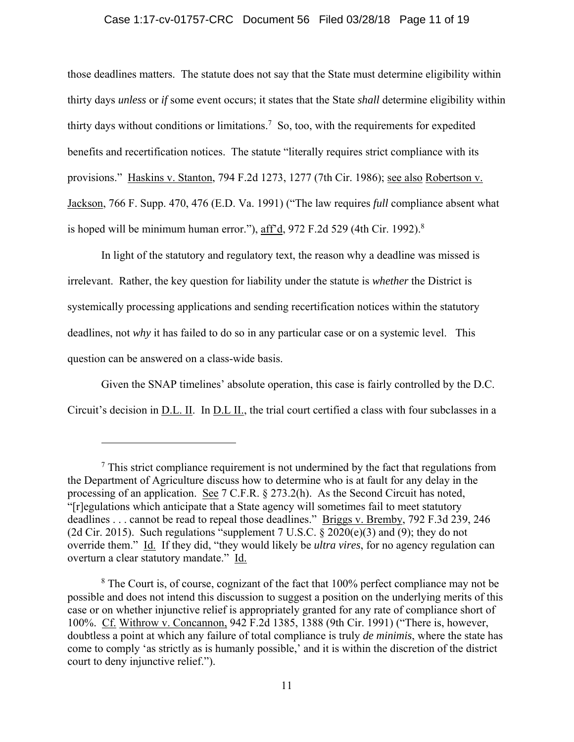those deadlines matters. The statute does not say that the State must determine eligibility within thirty days *unless* or *if* some event occurs; it states that the State *shall* determine eligibility within thirty days without conditions or limitations.[7] So, too, with the requirements for expedited benefits and recertification notices. The statute "literally requires strict compliance with its provisions." Haskins v. Stanton, 794 F.2d 1273, 1277 (7th Cir. 1986); see also Robertson v. Jackson, 766 F. Supp. 470, 476 (E.D. Va. 1991) ("The law requires *full* compliance absent what is hoped will be minimum human error."), aff'd, 972 F.2d 529 (4th Cir. 1992).[8]

In light of the statutory and regulatory text, the reason why a deadline was missed is irrelevant. Rather, the key question for liability under the statute is *whether* the District is systemically processing applications and sending recertification notices within the statutory deadlines, not *why* it has failed to do so in any particular case or on a systemic level. This question can be answered on a class-wide basis.

Given the SNAP timelines' absolute operation, this case is fairly controlled by the D.C. Circuit's decision in D.L. II. In D.L II., the trial court certified a class with four subclasses in a

---

[7] This strict compliance requirement is not undermined by the fact that regulations from the Department of Agriculture discuss how to determine who is at fault for any delay in the processing of an application. See 7 C.F.R. § 273.2(h). As the Second Circuit has noted, "[r]egulations which anticipate that a State agency will sometimes fail to meet statutory deadlines . . . cannot be read to repeal those deadlines." Briggs v. Bremby, 792 F.3d 239, 246 (2d Cir. 2015). Such regulations "supplement 7 U.S.C. § 2020(e)(3) and (9); they do not override them." Id. If they did, "they would likely be *ultra vires*, for no agency regulation can overturn a clear statutory mandate." Id.

[8] The Court is, of course, cognizant of the fact that 100% perfect compliance may not be possible and does not intend this discussion to suggest a position on the underlying merits of this case or on whether injunctive relief is appropriately granted for any rate of compliance short of 100%. Cf. Withrow v. Concannon, 942 F.2d 1385, 1388 (9th Cir. 1991) ("There is, however, doubtless a point at which any failure of total compliance is truly *de minimis*, where the state has come to comply 'as strictly as is humanly possible,' and it is within the discretion of the district court to deny injunctive relief.").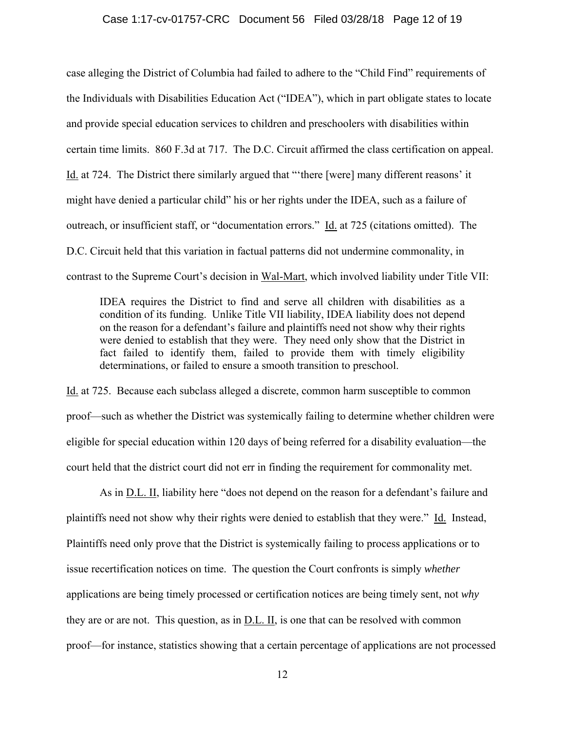case alleging the District of Columbia had failed to adhere to the "Child Find" requirements of the Individuals with Disabilities Education Act ("IDEA"), which in part obligate states to locate and provide special education services to children and preschoolers with disabilities within certain time limits. 860 F.3d at 717. The D.C. Circuit affirmed the class certification on appeal. Id. at 724. The District there similarly argued that "'there [were] many different reasons' it might have denied a particular child" his or her rights under the IDEA, such as a failure of outreach, or insufficient staff, or "documentation errors." Id. at 725 (citations omitted). The D.C. Circuit held that this variation in factual patterns did not undermine commonality, in contrast to the Supreme Court's decision in Wal-Mart, which involved liability under Title VII:

> IDEA requires the District to find and serve all children with disabilities as a condition of its funding. Unlike Title VII liability, IDEA liability does not depend on the reason for a defendant's failure and plaintiffs need not show why their rights were denied to establish that they were. They need only show that the District in fact failed to identify them, failed to provide them with timely eligibility determinations, or failed to ensure a smooth transition to preschool.

Id. at 725. Because each subclass alleged a discrete, common harm susceptible to common proof—such as whether the District was systemically failing to determine whether children were eligible for special education within 120 days of being referred for a disability evaluation—the court held that the district court did not err in finding the requirement for commonality met.

As in D.L. II, liability here "does not depend on the reason for a defendant's failure and plaintiffs need not show why their rights were denied to establish that they were." Id. Instead, Plaintiffs need only prove that the District is systemically failing to process applications or to issue recertification notices on time. The question the Court confronts is simply *whether* applications are being timely processed or certification notices are being timely sent, not *why* they are or are not. This question, as in D.L. II, is one that can be resolved with common proof—for instance, statistics showing that a certain percentage of applications are not processed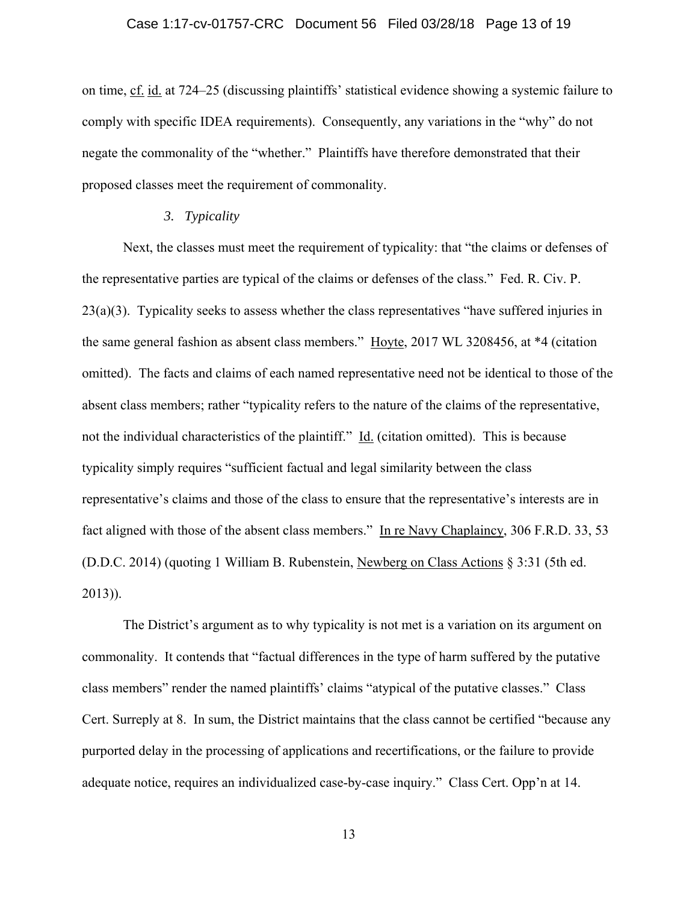on time, cf. id. at 724–25 (discussing plaintiffs' statistical evidence showing a systemic failure to comply with specific IDEA requirements). Consequently, any variations in the "why" do not negate the commonality of the "whether." Plaintiffs have therefore demonstrated that their proposed classes meet the requirement of commonality.

### *3. Typicality*

Next, the classes must meet the requirement of typicality: that "the claims or defenses of the representative parties are typical of the claims or defenses of the class." Fed. R. Civ. P. 23(a)(3). Typicality seeks to assess whether the class representatives "have suffered injuries in the same general fashion as absent class members." Hoyte, 2017 WL 3208456, at *4 (citation omitted). The facts and claims of each named representative need not be identical to those of the absent class members; rather "typicality refers to the nature of the claims of the representative, not the individual characteristics of the plaintiff." Id. (citation omitted). This is because typicality simply requires "sufficient factual and legal similarity between the class representative's claims and those of the class to ensure that the representative's interests are in fact aligned with those of the absent class members." In re Navy Chaplaincy, 306 F.R.D. 33, 53 (D.D.C. 2014) (quoting 1 William B. Rubenstein, Newberg on Class Actions § 3:31 (5th ed. 2013)).

The District's argument as to why typicality is not met is a variation on its argument on commonality. It contends that "factual differences in the type of harm suffered by the putative class members" render the named plaintiffs' claims "atypical of the putative classes." Class Cert. Surreply at 8. In sum, the District maintains that the class cannot be certified "because any purported delay in the processing of applications and recertifications, or the failure to provide adequate notice, requires an individualized case-by-case inquiry." Class Cert. Opp'n at 14.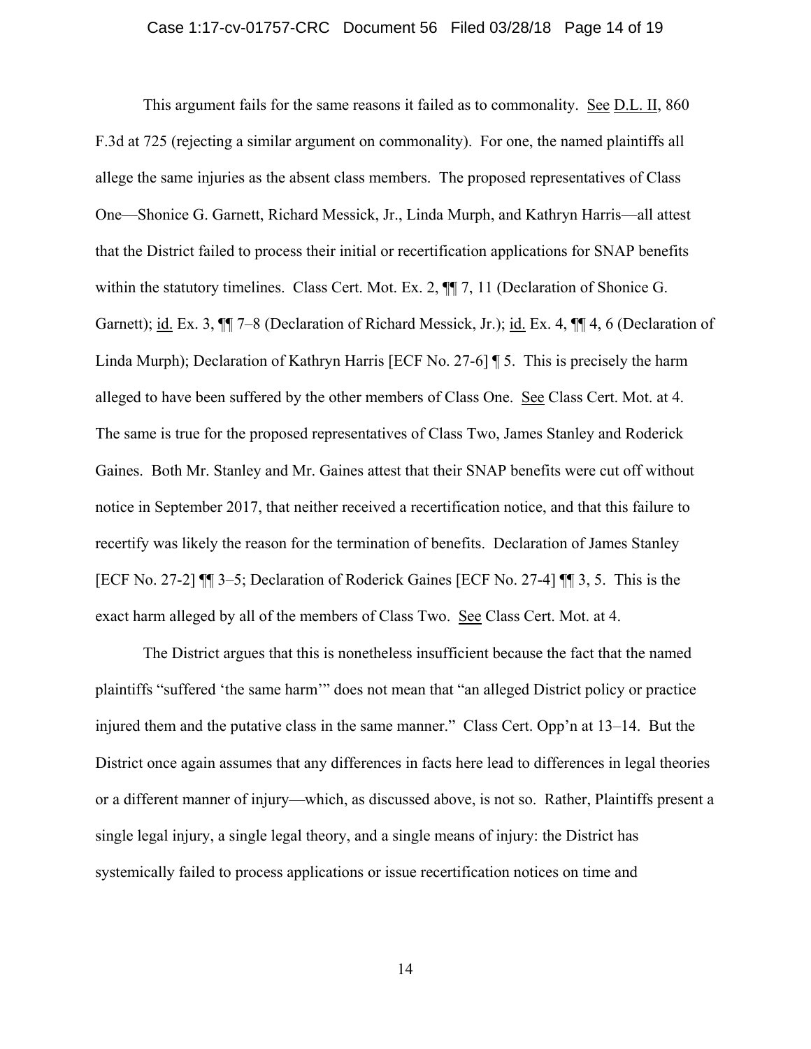This argument fails for the same reasons it failed as to commonality. See D.L. II, 860 F.3d at 725 (rejecting a similar argument on commonality). For one, the named plaintiffs all allege the same injuries as the absent class members. The proposed representatives of Class One—Shonice G. Garnett, Richard Messick, Jr., Linda Murph, and Kathryn Harris—all attest that the District failed to process their initial or recertification applications for SNAP benefits within the statutory timelines. Class Cert. Mot. Ex. 2, ¶¶ 7, 11 (Declaration of Shonice G. Garnett); id. Ex. 3, ¶¶ 7–8 (Declaration of Richard Messick, Jr.); id. Ex. 4, ¶¶ 4, 6 (Declaration of Linda Murph); Declaration of Kathryn Harris [ECF No. 27-6] ¶ 5. This is precisely the harm alleged to have been suffered by the other members of Class One. See Class Cert. Mot. at 4. The same is true for the proposed representatives of Class Two, James Stanley and Roderick Gaines. Both Mr. Stanley and Mr. Gaines attest that their SNAP benefits were cut off without notice in September 2017, that neither received a recertification notice, and that this failure to recertify was likely the reason for the termination of benefits. Declaration of James Stanley [ECF No. 27-2] ¶¶ 3–5; Declaration of Roderick Gaines [ECF No. 27-4] ¶¶ 3, 5. This is the exact harm alleged by all of the members of Class Two. See Class Cert. Mot. at 4.

The District argues that this is nonetheless insufficient because the fact that the named plaintiffs "suffered 'the same harm'" does not mean that "an alleged District policy or practice injured them and the putative class in the same manner." Class Cert. Opp'n at 13–14. But the District once again assumes that any differences in facts here lead to differences in legal theories or a different manner of injury—which, as discussed above, is not so. Rather, Plaintiffs present a single legal injury, a single legal theory, and a single means of injury: the District has systemically failed to process applications or issue recertification notices on time and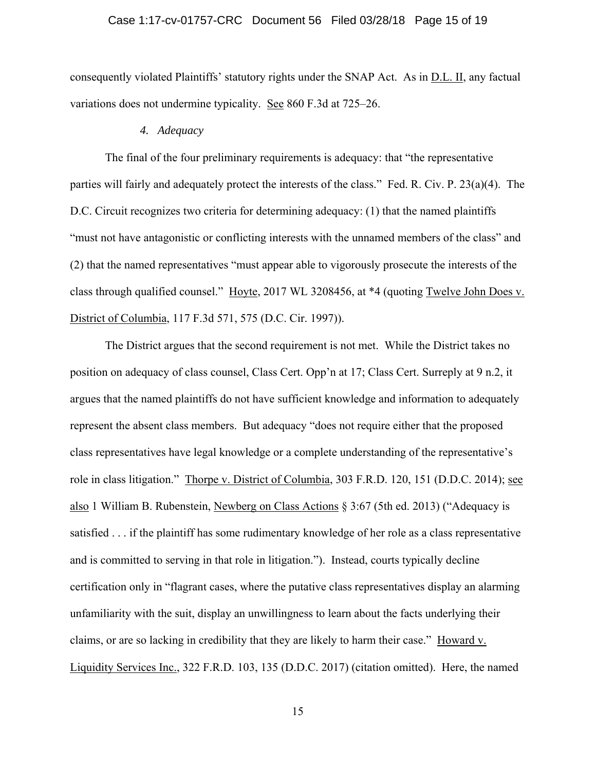consequently violated Plaintiffs' statutory rights under the SNAP Act. As in D.L. II, any factual variations does not undermine typicality. See 860 F.3d at 725–26.

### 4. *Adequacy*

The final of the four preliminary requirements is adequacy: that "the representative parties will fairly and adequately protect the interests of the class." Fed. R. Civ. P. 23(a)(4). The D.C. Circuit recognizes two criteria for determining adequacy: (1) that the named plaintiffs "must not have antagonistic or conflicting interests with the unnamed members of the class" and (2) that the named representatives "must appear able to vigorously prosecute the interests of the class through qualified counsel." Hoyte, 2017 WL 3208456, at *4 (quoting Twelve John Does v. District of Columbia, 117 F.3d 571, 575 (D.C. Cir. 1997)).

The District argues that the second requirement is not met. While the District takes no position on adequacy of class counsel, Class Cert. Opp'n at 17; Class Cert. Surreply at 9 n.2, it argues that the named plaintiffs do not have sufficient knowledge and information to adequately represent the absent class members. But adequacy "does not require either that the proposed class representatives have legal knowledge or a complete understanding of the representative's role in class litigation." Thorpe v. District of Columbia, 303 F.R.D. 120, 151 (D.D.C. 2014); see also 1 William B. Rubenstein, Newberg on Class Actions § 3:67 (5th ed. 2013) ("Adequacy is satisfied . . . if the plaintiff has some rudimentary knowledge of her role as a class representative and is committed to serving in that role in litigation."). Instead, courts typically decline certification only in "flagrant cases, where the putative class representatives display an alarming unfamiliarity with the suit, display an unwillingness to learn about the facts underlying their claims, or are so lacking in credibility that they are likely to harm their case." Howard v. Liquidity Services Inc., 322 F.R.D. 103, 135 (D.D.C. 2017) (citation omitted). Here, the named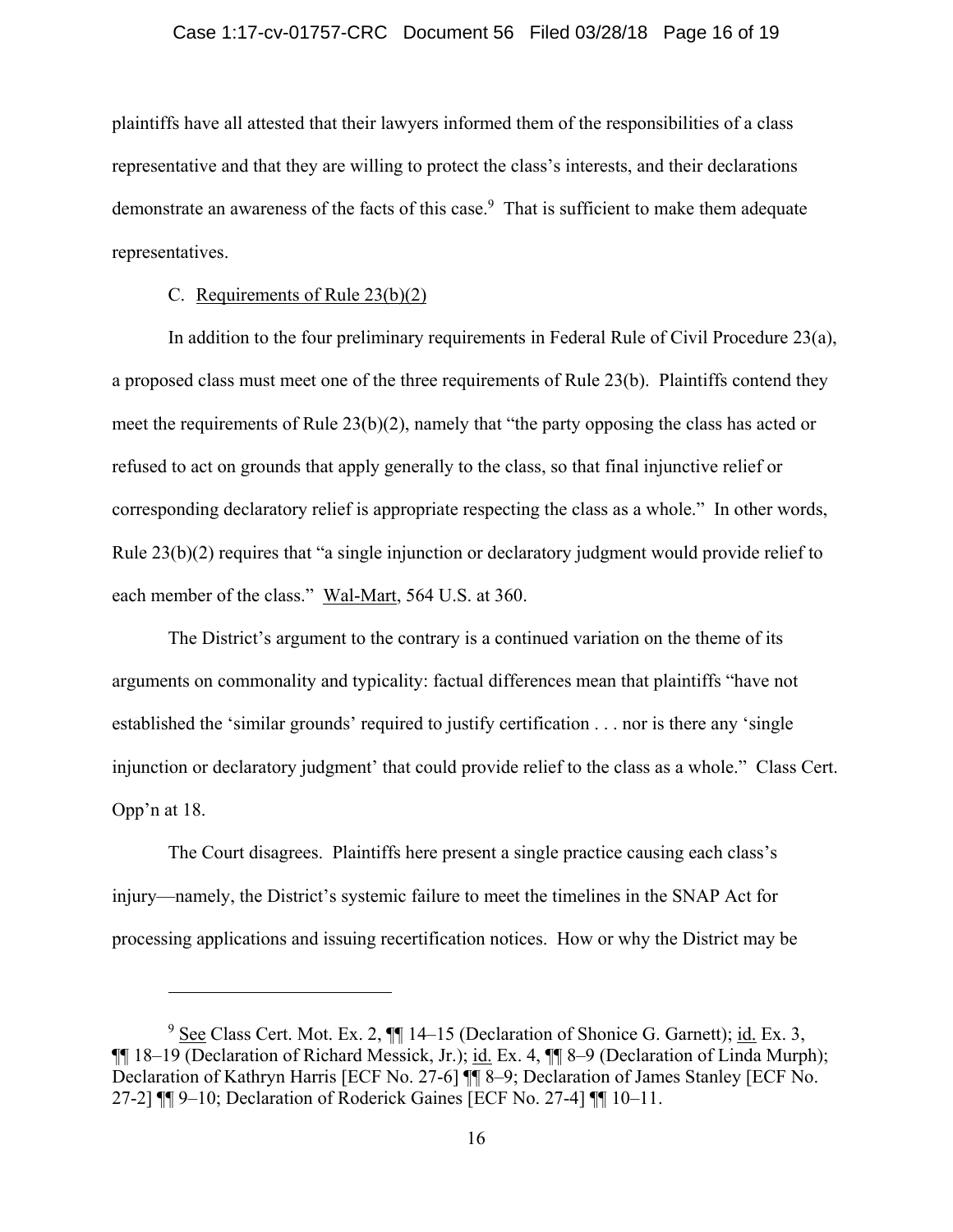plaintiffs have all attested that their lawyers informed them of the responsibilities of a class representative and that they are willing to protect the class's interests, and their declarations demonstrate an awareness of the facts of this case.[9] That is sufficient to make them adequate representatives.

C. Requirements of Rule 23(b)(2)

In addition to the four preliminary requirements in Federal Rule of Civil Procedure 23(a), a proposed class must meet one of the three requirements of Rule 23(b). Plaintiffs contend they meet the requirements of Rule 23(b)(2), namely that "the party opposing the class has acted or refused to act on grounds that apply generally to the class, so that final injunctive relief or corresponding declaratory relief is appropriate respecting the class as a whole." In other words, Rule 23(b)(2) requires that "a single injunction or declaratory judgment would provide relief to each member of the class." Wal-Mart, 564 U.S. at 360.

The District's argument to the contrary is a continued variation on the theme of its arguments on commonality and typicality: factual differences mean that plaintiffs "have not established the 'similar grounds' required to justify certification . . . nor is there any 'single injunction or declaratory judgment' that could provide relief to the class as a whole." Class Cert. Opp'n at 18.

The Court disagrees. Plaintiffs here present a single practice causing each class's injury—namely, the District's systemic failure to meet the timelines in the SNAP Act for processing applications and issuing recertification notices. How or why the District may be

---

[9] See Class Cert. Mot. Ex. 2, ¶¶ 14–15 (Declaration of Shonice G. Garnett); id. Ex. 3, ¶¶ 18–19 (Declaration of Richard Messick, Jr.); id. Ex. 4, ¶¶ 8–9 (Declaration of Linda Murph); Declaration of Kathryn Harris [ECF No. 27-6] ¶¶ 8–9; Declaration of James Stanley [ECF No. 27-2] ¶¶ 9–10; Declaration of Roderick Gaines [ECF No. 27-4] ¶¶ 10–11.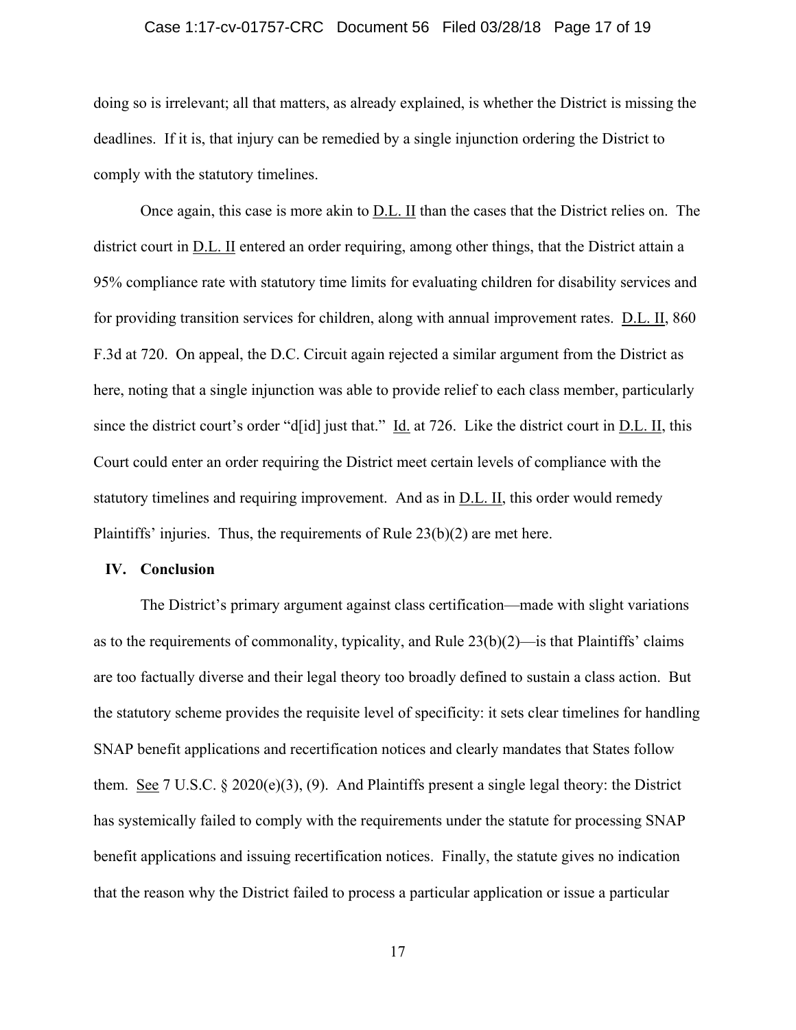doing so is irrelevant; all that matters, as already explained, is whether the District is missing the deadlines. If it is, that injury can be remedied by a single injunction ordering the District to comply with the statutory timelines.

Once again, this case is more akin to D.L. II than the cases that the District relies on. The district court in D.L. II entered an order requiring, among other things, that the District attain a 95% compliance rate with statutory time limits for evaluating children for disability services and for providing transition services for children, along with annual improvement rates. D.L. II, 860 F.3d at 720. On appeal, the D.C. Circuit again rejected a similar argument from the District as here, noting that a single injunction was able to provide relief to each class member, particularly since the district court's order "d[id] just that." Id. at 726. Like the district court in D.L. II, this Court could enter an order requiring the District meet certain levels of compliance with the statutory timelines and requiring improvement. And as in D.L. II, this order would remedy Plaintiffs' injuries. Thus, the requirements of Rule 23(b)(2) are met here.

## IV. Conclusion

The District's primary argument against class certification—made with slight variations as to the requirements of commonality, typicality, and Rule 23(b)(2)—is that Plaintiffs' claims are too factually diverse and their legal theory too broadly defined to sustain a class action. But the statutory scheme provides the requisite level of specificity: it sets clear timelines for handling SNAP benefit applications and recertification notices and clearly mandates that States follow them. See 7 U.S.C. § 2020(e)(3), (9). And Plaintiffs present a single legal theory: the District has systemically failed to comply with the requirements under the statute for processing SNAP benefit applications and issuing recertification notices. Finally, the statute gives no indication that the reason why the District failed to process a particular application or issue a particular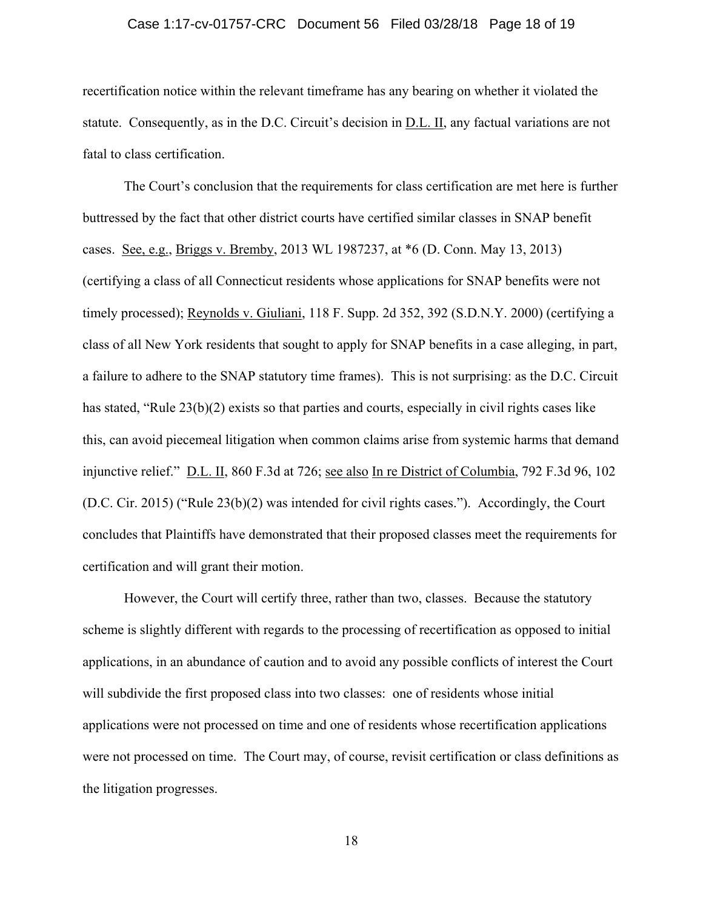recertification notice within the relevant timeframe has any bearing on whether it violated the statute. Consequently, as in the D.C. Circuit's decision in D.L. II, any factual variations are not fatal to class certification.

The Court's conclusion that the requirements for class certification are met here is further buttressed by the fact that other district courts have certified similar classes in SNAP benefit cases. See, e.g., Briggs v. Bremby, 2013 WL 1987237, at *6 (D. Conn. May 13, 2013) (certifying a class of all Connecticut residents whose applications for SNAP benefits were not timely processed); Reynolds v. Giuliani, 118 F. Supp. 2d 352, 392 (S.D.N.Y. 2000) (certifying a class of all New York residents that sought to apply for SNAP benefits in a case alleging, in part, a failure to adhere to the SNAP statutory time frames). This is not surprising: as the D.C. Circuit has stated, "Rule 23(b)(2) exists so that parties and courts, especially in civil rights cases like this, can avoid piecemeal litigation when common claims arise from systemic harms that demand injunctive relief." D.L. II, 860 F.3d at 726; see also In re District of Columbia, 792 F.3d 96, 102 (D.C. Cir. 2015) ("Rule 23(b)(2) was intended for civil rights cases."). Accordingly, the Court concludes that Plaintiffs have demonstrated that their proposed classes meet the requirements for certification and will grant their motion.

However, the Court will certify three, rather than two, classes. Because the statutory scheme is slightly different with regards to the processing of recertification as opposed to initial applications, in an abundance of caution and to avoid any possible conflicts of interest the Court will subdivide the first proposed class into two classes: one of residents whose initial applications were not processed on time and one of residents whose recertification applications were not processed on time. The Court may, of course, revisit certification or class definitions as the litigation progresses.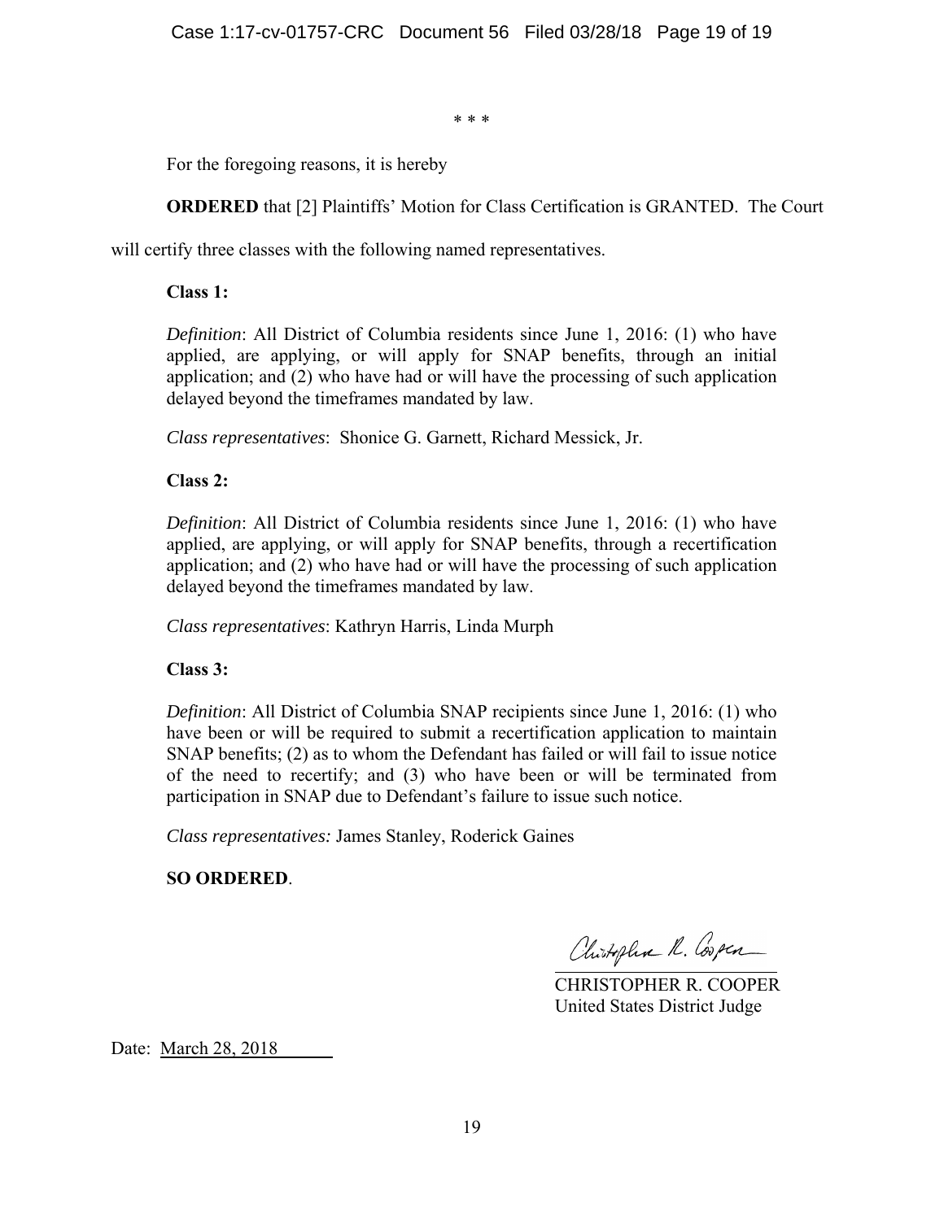\* \* \*

For the foregoing reasons, it is hereby

**ORDERED** that [2] Plaintiffs' Motion for Class Certification is GRANTED. The Court will certify three classes with the following named representatives.

**Class 1:**

*Definition*: All District of Columbia residents since June 1, 2016: (1) who have applied, are applying, or will apply for SNAP benefits, through an initial application; and (2) who have had or will have the processing of such application delayed beyond the timeframes mandated by law.

*Class representatives*: Shonice G. Garnett, Richard Messick, Jr.

**Class 2:**

*Definition*: All District of Columbia residents since June 1, 2016: (1) who have applied, are applying, or will apply for SNAP benefits, through a recertification application; and (2) who have had or will have the processing of such application delayed beyond the timeframes mandated by law.

*Class representatives*: Kathryn Harris, Linda Murph

**Class 3:**

*Definition*: All District of Columbia SNAP recipients since June 1, 2016: (1) who have been or will be required to submit a recertification application to maintain SNAP benefits; (2) as to whom the Defendant has failed or will fail to issue notice of the need to recertify; and (3) who have been or will be terminated from participation in SNAP due to Defendant's failure to issue such notice.

*Class representatives:* James Stanley, Roderick Gaines

**SO ORDERED**.

CHRISTOPHER R. COOPER
United States District Judge

Date: March 28, 2018